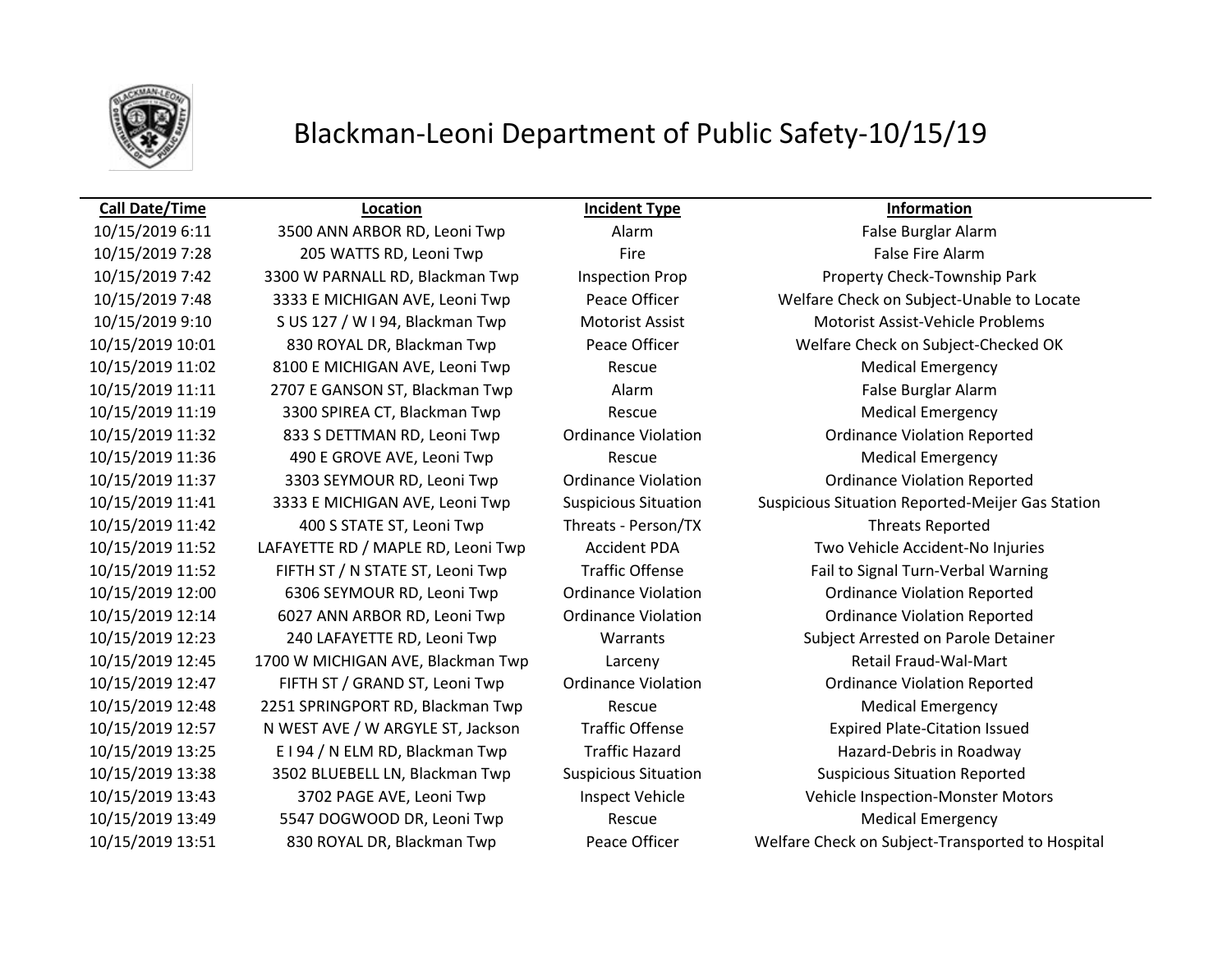# Blackman-Leoni Department of Public Safety-10/15/19

| Call Date/Time | Location | Incident Type | Information |
|---|---|---|---|
| 10/15/2019 6:11 | 3500 ANN ARBOR RD, Leoni Twp | Alarm | False Burglar Alarm |
| 10/15/2019 7:28 | 205 WATTS RD, Leoni Twp | Fire | False Fire Alarm |
| 10/15/2019 7:42 | 3300 W PARNALL RD, Blackman Twp | Inspection Prop | Property Check-Township Park |
| 10/15/2019 7:48 | 3333 E MICHIGAN AVE, Leoni Twp | Peace Officer | Welfare Check on Subject-Unable to Locate |
| 10/15/2019 9:10 | S US 127 / W I 94, Blackman Twp | Motorist Assist | Motorist Assist-Vehicle Problems |
| 10/15/2019 10:01 | 830 ROYAL DR, Blackman Twp | Peace Officer | Welfare Check on Subject-Checked OK |
| 10/15/2019 11:02 | 8100 E MICHIGAN AVE, Leoni Twp | Rescue | Medical Emergency |
| 10/15/2019 11:11 | 2707 E GANSON ST, Blackman Twp | Alarm | False Burglar Alarm |
| 10/15/2019 11:19 | 3300 SPIREA CT, Blackman Twp | Rescue | Medical Emergency |
| 10/15/2019 11:32 | 833 S DETTMAN RD, Leoni Twp | Ordinance Violation | Ordinance Violation Reported |
| 10/15/2019 11:36 | 490 E GROVE AVE, Leoni Twp | Rescue | Medical Emergency |
| 10/15/2019 11:37 | 3303 SEYMOUR RD, Leoni Twp | Ordinance Violation | Ordinance Violation Reported |
| 10/15/2019 11:41 | 3333 E MICHIGAN AVE, Leoni Twp | Suspicious Situation | Suspicious Situation Reported-Meijer Gas Station |
| 10/15/2019 11:42 | 400 S STATE ST, Leoni Twp | Threats - Person/TX | Threats Reported |
| 10/15/2019 11:52 | LAFAYETTE RD / MAPLE RD, Leoni Twp | Accident PDA | Two Vehicle Accident-No Injuries |
| 10/15/2019 11:52 | FIFTH ST / N STATE ST, Leoni Twp | Traffic Offense | Fail to Signal Turn-Verbal Warning |
| 10/15/2019 12:00 | 6306 SEYMOUR RD, Leoni Twp | Ordinance Violation | Ordinance Violation Reported |
| 10/15/2019 12:14 | 6027 ANN ARBOR RD, Leoni Twp | Ordinance Violation | Ordinance Violation Reported |
| 10/15/2019 12:23 | 240 LAFAYETTE RD, Leoni Twp | Warrants | Subject Arrested on Parole Detainer |
| 10/15/2019 12:45 | 1700 W MICHIGAN AVE, Blackman Twp | Larceny | Retail Fraud-Wal-Mart |
| 10/15/2019 12:47 | FIFTH ST / GRAND ST, Leoni Twp | Ordinance Violation | Ordinance Violation Reported |
| 10/15/2019 12:48 | 2251 SPRINGPORT RD, Blackman Twp | Rescue | Medical Emergency |
| 10/15/2019 12:57 | N WEST AVE / W ARGYLE ST, Jackson | Traffic Offense | Expired Plate-Citation Issued |
| 10/15/2019 13:25 | E I 94 / N ELM RD, Blackman Twp | Traffic Hazard | Hazard-Debris in Roadway |
| 10/15/2019 13:38 | 3502 BLUEBELL LN, Blackman Twp | Suspicious Situation | Suspicious Situation Reported |
| 10/15/2019 13:43 | 3702 PAGE AVE, Leoni Twp | Inspect Vehicle | Vehicle Inspection-Monster Motors |
| 10/15/2019 13:49 | 5547 DOGWOOD DR, Leoni Twp | Rescue | Medical Emergency |
| 10/15/2019 13:51 | 830 ROYAL DR, Blackman Twp | Peace Officer | Welfare Check on Subject-Transported to Hospital |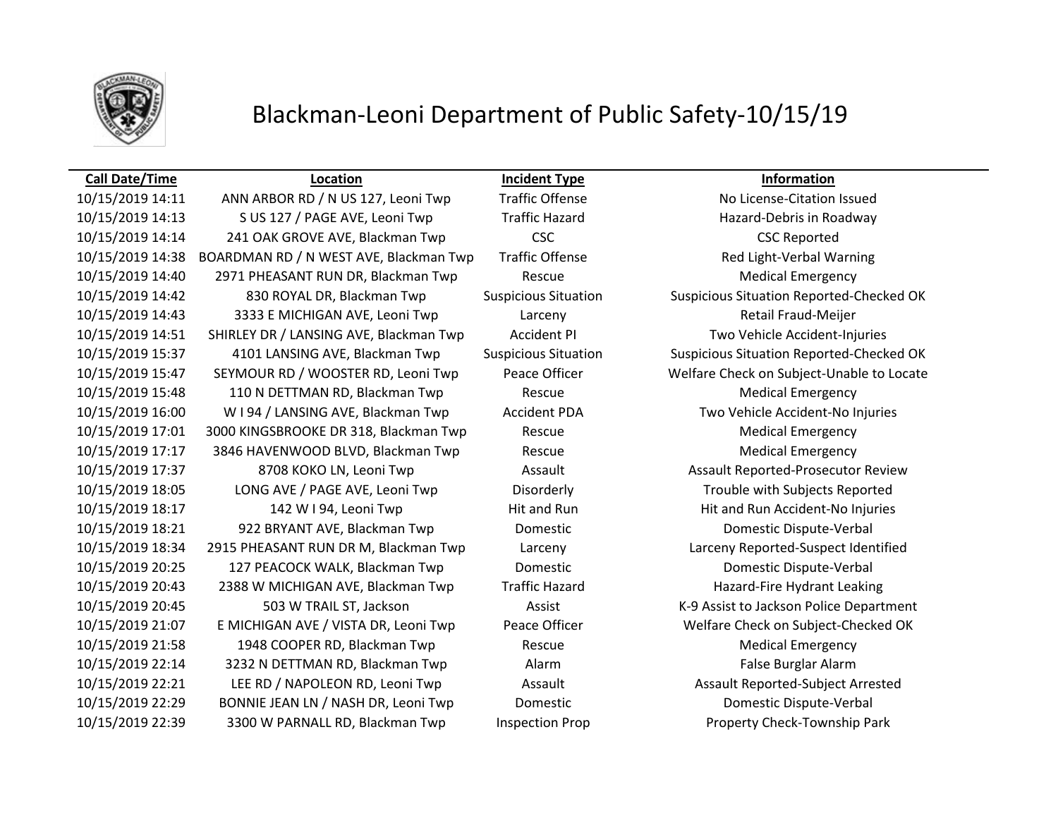# Blackman-Leoni Department of Public Safety-10/15/19

| Call Date/Time | Location | Incident Type | Information |
|---|---|---|---|
| 10/15/2019 14:11 | ANN ARBOR RD / N US 127, Leoni Twp | Traffic Offense | No License-Citation Issued |
| 10/15/2019 14:13 | S US 127 / PAGE AVE, Leoni Twp | Traffic Hazard | Hazard-Debris in Roadway |
| 10/15/2019 14:14 | 241 OAK GROVE AVE, Blackman Twp | CSC | CSC Reported |
| 10/15/2019 14:38 | BOARDMAN RD / N WEST AVE, Blackman Twp | Traffic Offense | Red Light-Verbal Warning |
| 10/15/2019 14:40 | 2971 PHEASANT RUN DR, Blackman Twp | Rescue | Medical Emergency |
| 10/15/2019 14:42 | 830 ROYAL DR, Blackman Twp | Suspicious Situation | Suspicious Situation Reported-Checked OK |
| 10/15/2019 14:43 | 3333 E MICHIGAN AVE, Leoni Twp | Larceny | Retail Fraud-Meijer |
| 10/15/2019 14:51 | SHIRLEY DR / LANSING AVE, Blackman Twp | Accident PI | Two Vehicle Accident-Injuries |
| 10/15/2019 15:37 | 4101 LANSING AVE, Blackman Twp | Suspicious Situation | Suspicious Situation Reported-Checked OK |
| 10/15/2019 15:47 | SEYMOUR RD / WOOSTER RD, Leoni Twp | Peace Officer | Welfare Check on Subject-Unable to Locate |
| 10/15/2019 15:48 | 110 N DETTMAN RD, Blackman Twp | Rescue | Medical Emergency |
| 10/15/2019 16:00 | W I 94 / LANSING AVE, Blackman Twp | Accident PDA | Two Vehicle Accident-No Injuries |
| 10/15/2019 17:01 | 3000 KINGSBROOKE DR 318, Blackman Twp | Rescue | Medical Emergency |
| 10/15/2019 17:17 | 3846 HAVENWOOD BLVD, Blackman Twp | Rescue | Medical Emergency |
| 10/15/2019 17:37 | 8708 KOKO LN, Leoni Twp | Assault | Assault Reported-Prosecutor Review |
| 10/15/2019 18:05 | LONG AVE / PAGE AVE, Leoni Twp | Disorderly | Trouble with Subjects Reported |
| 10/15/2019 18:17 | 142 W I 94, Leoni Twp | Hit and Run | Hit and Run Accident-No Injuries |
| 10/15/2019 18:21 | 922 BRYANT AVE, Blackman Twp | Domestic | Domestic Dispute-Verbal |
| 10/15/2019 18:34 | 2915 PHEASANT RUN DR M, Blackman Twp | Larceny | Larceny Reported-Suspect Identified |
| 10/15/2019 20:25 | 127 PEACOCK WALK, Blackman Twp | Domestic | Domestic Dispute-Verbal |
| 10/15/2019 20:43 | 2388 W MICHIGAN AVE, Blackman Twp | Traffic Hazard | Hazard-Fire Hydrant Leaking |
| 10/15/2019 20:45 | 503 W TRAIL ST, Jackson | Assist | K-9 Assist to Jackson Police Department |
| 10/15/2019 21:07 | E MICHIGAN AVE / VISTA DR, Leoni Twp | Peace Officer | Welfare Check on Subject-Checked OK |
| 10/15/2019 21:58 | 1948 COOPER RD, Blackman Twp | Rescue | Medical Emergency |
| 10/15/2019 22:14 | 3232 N DETTMAN RD, Blackman Twp | Alarm | False Burglar Alarm |
| 10/15/2019 22:21 | LEE RD / NAPOLEON RD, Leoni Twp | Assault | Assault Reported-Subject Arrested |
| 10/15/2019 22:29 | BONNIE JEAN LN / NASH DR, Leoni Twp | Domestic | Domestic Dispute-Verbal |
| 10/15/2019 22:39 | 3300 W PARNALL RD, Blackman Twp | Inspection Prop | Property Check-Township Park |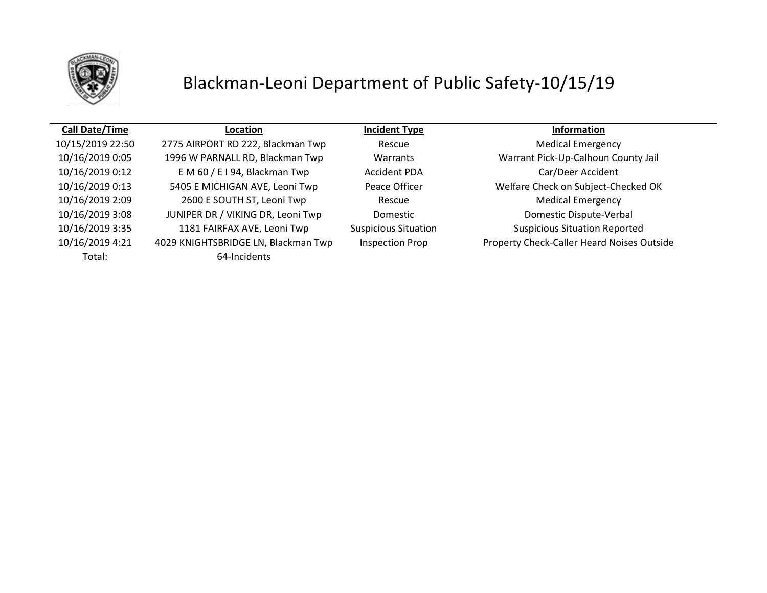# Blackman-Leoni Department of Public Safety-10/15/19

| Call Date/Time | Location | Incident Type | Information |
|---|---|---|---|
| 10/15/2019 22:50 | 2775 AIRPORT RD 222, Blackman Twp | Rescue | Medical Emergency |
| 10/16/2019 0:05 | 1996 W PARNALL RD, Blackman Twp | Warrants | Warrant Pick-Up-Calhoun County Jail |
| 10/16/2019 0:12 | E M 60 / E I 94, Blackman Twp | Accident PDA | Car/Deer Accident |
| 10/16/2019 0:13 | 5405 E MICHIGAN AVE, Leoni Twp | Peace Officer | Welfare Check on Subject-Checked OK |
| 10/16/2019 2:09 | 2600 E SOUTH ST, Leoni Twp | Rescue | Medical Emergency |
| 10/16/2019 3:08 | JUNIPER DR / VIKING DR, Leoni Twp | Domestic | Domestic Dispute-Verbal |
| 10/16/2019 3:35 | 1181 FAIRFAX AVE, Leoni Twp | Suspicious Situation | Suspicious Situation Reported |
| 10/16/2019 4:21 | 4029 KNIGHTSBRIDGE LN, Blackman Twp | Inspection Prop | Property Check-Caller Heard Noises Outside |
| Total: | 64-Incidents | | |